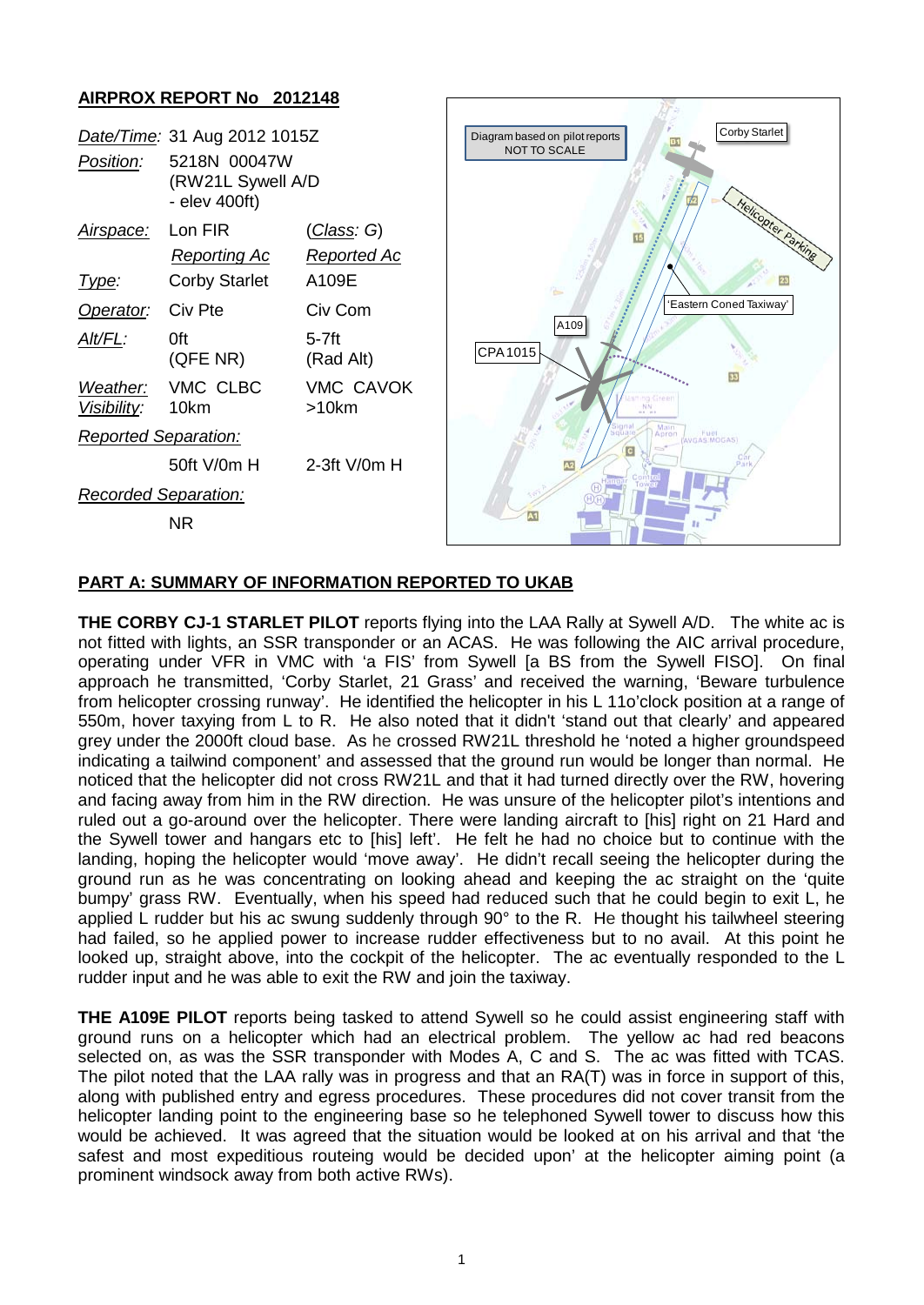**AIRPROX REPORT No 2012148**

| *Date/Time:* | 31 Aug 2012 1015Z | |
|---|---|---|
| *Position:* | 5218N 00047W (RW21L Sywell A/D - elev 400ft) | |
| *Airspace:* | Lon FIR | (*Class*: G) |
| | *Reporting Ac* | *Reported Ac* |
| *Type:* | Corby Starlet | A109E |
| *Operator:* | Civ Pte | Civ Com |
| *Alt/FL:* | 0ft (QFE NR) | 5-7ft (Rad Alt) |
| *Weather:* | VMC CLBC | VMC CAVOK |
| *Visibility:* | 10km | >10km |
| *Reported Separation:* | | |
| | 50ft V/0m H | 2-3ft V/0m H |
| *Recorded Separation:* | | |
| | NR | |

Diagram based on pilot reports NOT TO SCALE

Corby Starlet

Helicopter Parking

'Eastern Coned Taxiway'

A109

CPA 1015

**PART A: SUMMARY OF INFORMATION REPORTED TO UKAB**

**THE CORBY CJ-1 STARLET PILOT** reports flying into the LAA Rally at Sywell A/D. The white ac is not fitted with lights, an SSR transponder or an ACAS. He was following the AIC arrival procedure, operating under VFR in VMC with 'a FIS' from Sywell [a BS from the Sywell FISO]. On final approach he transmitted, 'Corby Starlet, 21 Grass' and received the warning, 'Beware turbulence from helicopter crossing runway'. He identified the helicopter in his L 11o'clock position at a range of 550m, hover taxying from L to R. He also noted that it didn't 'stand out that clearly' and appeared grey under the 2000ft cloud base. As he crossed RW21L threshold he 'noted a higher groundspeed indicating a tailwind component' and assessed that the ground run would be longer than normal. He noticed that the helicopter did not cross RW21L and that it had turned directly over the RW, hovering and facing away from him in the RW direction. He was unsure of the helicopter pilot's intentions and ruled out a go-around over the helicopter. There were landing aircraft to [his] right on 21 Hard and the Sywell tower and hangars etc to [his] left'. He felt he had no choice but to continue with the landing, hoping the helicopter would 'move away'. He didn't recall seeing the helicopter during the ground run as he was concentrating on looking ahead and keeping the ac straight on the 'quite bumpy' grass RW. Eventually, when his speed had reduced such that he could begin to exit L, he applied L rudder but his ac swung suddenly through 90° to the R. He thought his tailwheel steering had failed, so he applied power to increase rudder effectiveness but to no avail. At this point he looked up, straight above, into the cockpit of the helicopter. The ac eventually responded to the L rudder input and he was able to exit the RW and join the taxiway.

**THE A109E PILOT** reports being tasked to attend Sywell so he could assist engineering staff with ground runs on a helicopter which had an electrical problem. The yellow ac had red beacons selected on, as was the SSR transponder with Modes A, C and S. The ac was fitted with TCAS. The pilot noted that the LAA rally was in progress and that an RA(T) was in force in support of this, along with published entry and egress procedures. These procedures did not cover transit from the helicopter landing point to the engineering base so he telephoned Sywell tower to discuss how this would be achieved. It was agreed that the situation would be looked at on his arrival and that 'the safest and most expeditious routeing would be decided upon' at the helicopter aiming point (a prominent windsock away from both active RWs).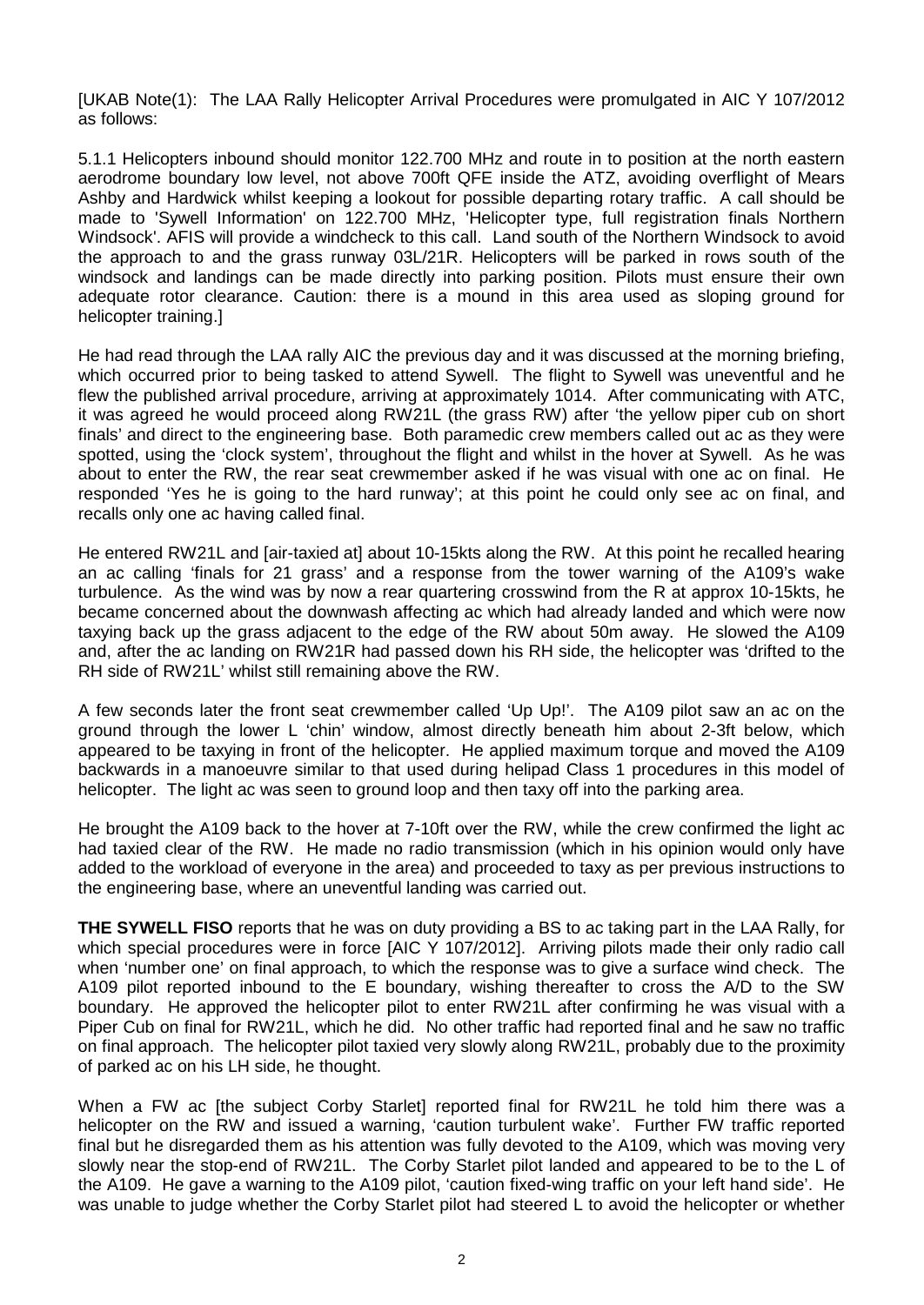[UKAB Note(1): The LAA Rally Helicopter Arrival Procedures were promulgated in AIC Y 107/2012 as follows:

5.1.1 Helicopters inbound should monitor 122.700 MHz and route in to position at the north eastern aerodrome boundary low level, not above 700ft QFE inside the ATZ, avoiding overflight of Mears Ashby and Hardwick whilst keeping a lookout for possible departing rotary traffic. A call should be made to 'Sywell Information' on 122.700 MHz, 'Helicopter type, full registration finals Northern Windsock'. AFIS will provide a windcheck to this call. Land south of the Northern Windsock to avoid the approach to and the grass runway 03L/21R. Helicopters will be parked in rows south of the windsock and landings can be made directly into parking position. Pilots must ensure their own adequate rotor clearance. Caution: there is a mound in this area used as sloping ground for helicopter training.]

He had read through the LAA rally AIC the previous day and it was discussed at the morning briefing, which occurred prior to being tasked to attend Sywell. The flight to Sywell was uneventful and he flew the published arrival procedure, arriving at approximately 1014. After communicating with ATC, it was agreed he would proceed along RW21L (the grass RW) after 'the yellow piper cub on short finals' and direct to the engineering base. Both paramedic crew members called out ac as they were spotted, using the 'clock system', throughout the flight and whilst in the hover at Sywell. As he was about to enter the RW, the rear seat crewmember asked if he was visual with one ac on final. He responded 'Yes he is going to the hard runway'; at this point he could only see ac on final, and recalls only one ac having called final.

He entered RW21L and [air-taxied at] about 10-15kts along the RW. At this point he recalled hearing an ac calling 'finals for 21 grass' and a response from the tower warning of the A109's wake turbulence. As the wind was by now a rear quartering crosswind from the R at approx 10-15kts, he became concerned about the downwash affecting ac which had already landed and which were now taxying back up the grass adjacent to the edge of the RW about 50m away. He slowed the A109 and, after the ac landing on RW21R had passed down his RH side, the helicopter was 'drifted to the RH side of RW21L' whilst still remaining above the RW.

A few seconds later the front seat crewmember called 'Up Up!'. The A109 pilot saw an ac on the ground through the lower L 'chin' window, almost directly beneath him about 2-3ft below, which appeared to be taxying in front of the helicopter. He applied maximum torque and moved the A109 backwards in a manoeuvre similar to that used during helipad Class 1 procedures in this model of helicopter. The light ac was seen to ground loop and then taxy off into the parking area.

He brought the A109 back to the hover at 7-10ft over the RW, while the crew confirmed the light ac had taxied clear of the RW. He made no radio transmission (which in his opinion would only have added to the workload of everyone in the area) and proceeded to taxy as per previous instructions to the engineering base, where an uneventful landing was carried out.

**THE SYWELL FISO** reports that he was on duty providing a BS to ac taking part in the LAA Rally, for which special procedures were in force [AIC Y 107/2012]. Arriving pilots made their only radio call when 'number one' on final approach, to which the response was to give a surface wind check. The A109 pilot reported inbound to the E boundary, wishing thereafter to cross the A/D to the SW boundary. He approved the helicopter pilot to enter RW21L after confirming he was visual with a Piper Cub on final for RW21L, which he did. No other traffic had reported final and he saw no traffic on final approach. The helicopter pilot taxied very slowly along RW21L, probably due to the proximity of parked ac on his LH side, he thought.

When a FW ac [the subject Corby Starlet] reported final for RW21L he told him there was a helicopter on the RW and issued a warning, 'caution turbulent wake'. Further FW traffic reported final but he disregarded them as his attention was fully devoted to the A109, which was moving very slowly near the stop-end of RW21L. The Corby Starlet pilot landed and appeared to be to the L of the A109. He gave a warning to the A109 pilot, 'caution fixed-wing traffic on your left hand side'. He was unable to judge whether the Corby Starlet pilot had steered L to avoid the helicopter or whether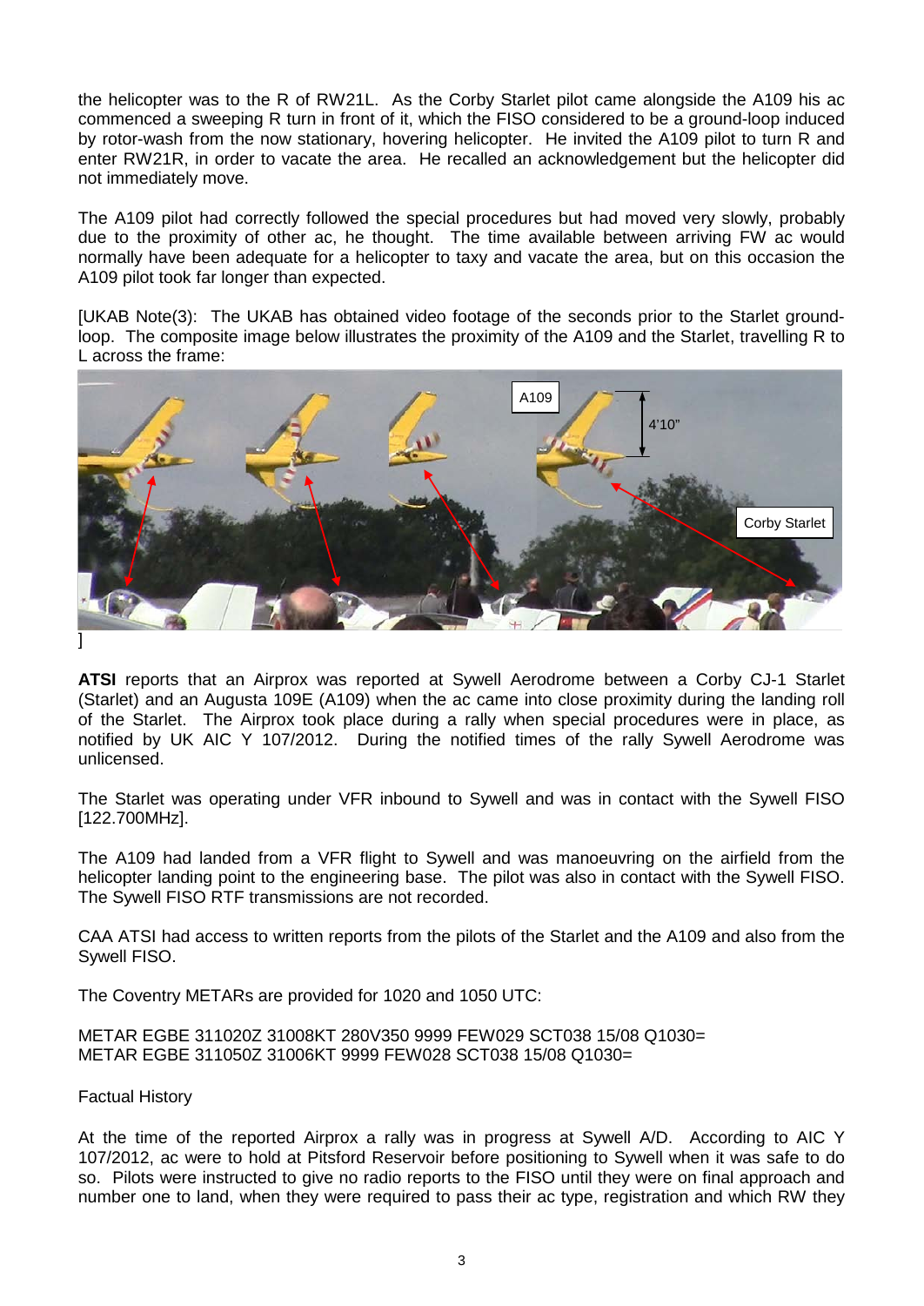the helicopter was to the R of RW21L. As the Corby Starlet pilot came alongside the A109 his ac commenced a sweeping R turn in front of it, which the FISO considered to be a ground-loop induced by rotor-wash from the now stationary, hovering helicopter. He invited the A109 pilot to turn R and enter RW21R, in order to vacate the area. He recalled an acknowledgement but the helicopter did not immediately move.

The A109 pilot had correctly followed the special procedures but had moved very slowly, probably due to the proximity of other ac, he thought. The time available between arriving FW ac would normally have been adequate for a helicopter to taxy and vacate the area, but on this occasion the A109 pilot took far longer than expected.

[UKAB Note(3): The UKAB has obtained video footage of the seconds prior to the Starlet ground-loop. The composite image below illustrates the proximity of the A109 and the Starlet, travelling R to L across the frame:

]

**ATSI** reports that an Airprox was reported at Sywell Aerodrome between a Corby CJ-1 Starlet (Starlet) and an Augusta 109E (A109) when the ac came into close proximity during the landing roll of the Starlet. The Airprox took place during a rally when special procedures were in place, as notified by UK AIC Y 107/2012. During the notified times of the rally Sywell Aerodrome was unlicensed.

The Starlet was operating under VFR inbound to Sywell and was in contact with the Sywell FISO [122.700MHz].

The A109 had landed from a VFR flight to Sywell and was manoeuvring on the airfield from the helicopter landing point to the engineering base. The pilot was also in contact with the Sywell FISO. The Sywell FISO RTF transmissions are not recorded.

CAA ATSI had access to written reports from the pilots of the Starlet and the A109 and also from the Sywell FISO.

The Coventry METARs are provided for 1020 and 1050 UTC:

METAR EGBE 311020Z 31008KT 280V350 9999 FEW029 SCT038 15/08 Q1030=
METAR EGBE 311050Z 31006KT 9999 FEW028 SCT038 15/08 Q1030=

Factual History

At the time of the reported Airprox a rally was in progress at Sywell A/D. According to AIC Y 107/2012, ac were to hold at Pitsford Reservoir before positioning to Sywell when it was safe to do so. Pilots were instructed to give no radio reports to the FISO until they were on final approach and number one to land, when they were required to pass their ac type, registration and which RW they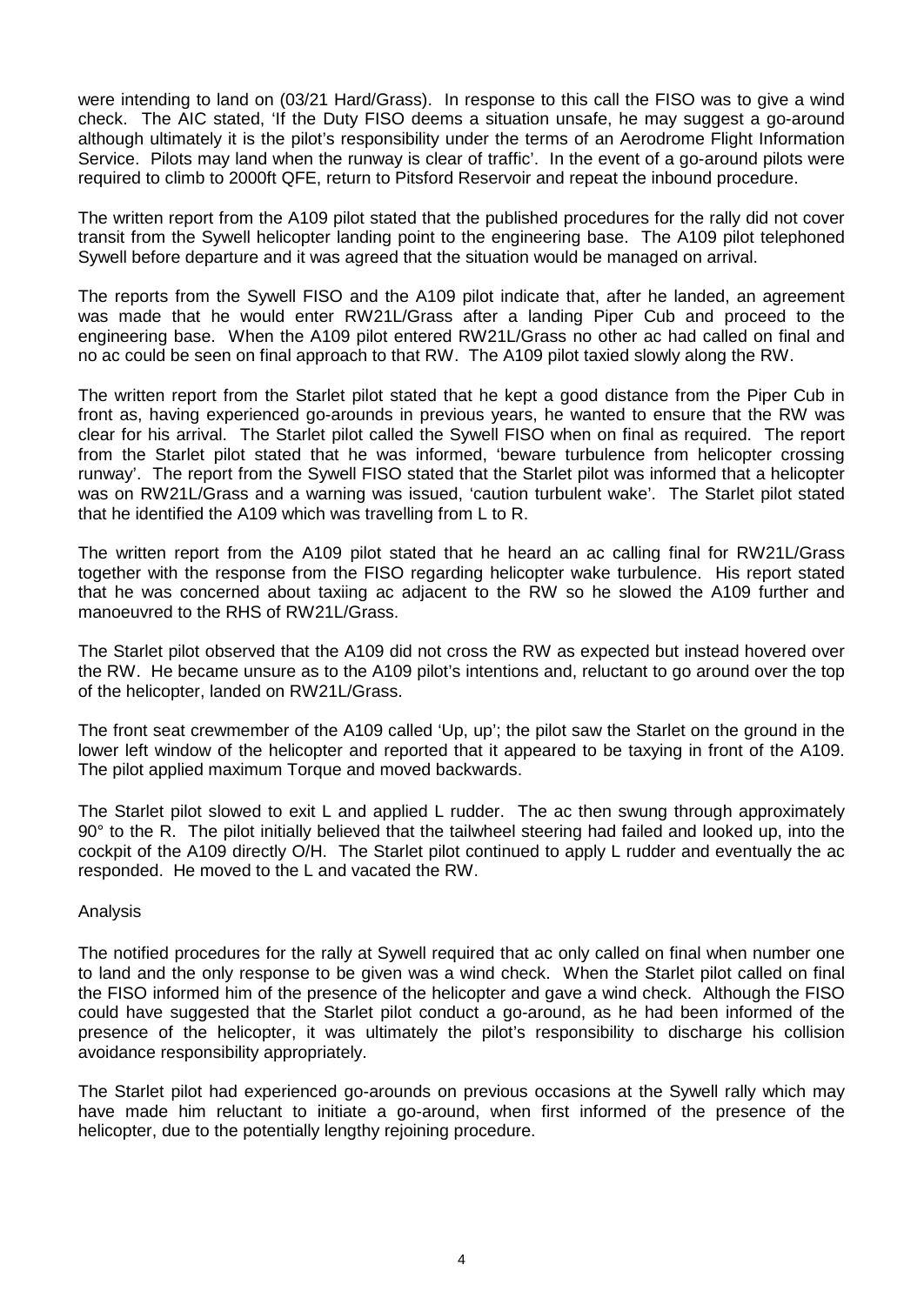were intending to land on (03/21 Hard/Grass). In response to this call the FISO was to give a wind check. The AIC stated, 'If the Duty FISO deems a situation unsafe, he may suggest a go-around although ultimately it is the pilot's responsibility under the terms of an Aerodrome Flight Information Service. Pilots may land when the runway is clear of traffic'. In the event of a go-around pilots were required to climb to 2000ft QFE, return to Pitsford Reservoir and repeat the inbound procedure.

The written report from the A109 pilot stated that the published procedures for the rally did not cover transit from the Sywell helicopter landing point to the engineering base. The A109 pilot telephoned Sywell before departure and it was agreed that the situation would be managed on arrival.

The reports from the Sywell FISO and the A109 pilot indicate that, after he landed, an agreement was made that he would enter RW21L/Grass after a landing Piper Cub and proceed to the engineering base. When the A109 pilot entered RW21L/Grass no other ac had called on final and no ac could be seen on final approach to that RW. The A109 pilot taxied slowly along the RW.

The written report from the Starlet pilot stated that he kept a good distance from the Piper Cub in front as, having experienced go-arounds in previous years, he wanted to ensure that the RW was clear for his arrival. The Starlet pilot called the Sywell FISO when on final as required. The report from the Starlet pilot stated that he was informed, 'beware turbulence from helicopter crossing runway'. The report from the Sywell FISO stated that the Starlet pilot was informed that a helicopter was on RW21L/Grass and a warning was issued, 'caution turbulent wake'. The Starlet pilot stated that he identified the A109 which was travelling from L to R.

The written report from the A109 pilot stated that he heard an ac calling final for RW21L/Grass together with the response from the FISO regarding helicopter wake turbulence. His report stated that he was concerned about taxiing ac adjacent to the RW so he slowed the A109 further and manoeuvred to the RHS of RW21L/Grass.

The Starlet pilot observed that the A109 did not cross the RW as expected but instead hovered over the RW. He became unsure as to the A109 pilot's intentions and, reluctant to go around over the top of the helicopter, landed on RW21L/Grass.

The front seat crewmember of the A109 called 'Up, up'; the pilot saw the Starlet on the ground in the lower left window of the helicopter and reported that it appeared to be taxying in front of the A109. The pilot applied maximum Torque and moved backwards.

The Starlet pilot slowed to exit L and applied L rudder. The ac then swung through approximately 90° to the R. The pilot initially believed that the tailwheel steering had failed and looked up, into the cockpit of the A109 directly O/H. The Starlet pilot continued to apply L rudder and eventually the ac responded. He moved to the L and vacated the RW.

## Analysis

The notified procedures for the rally at Sywell required that ac only called on final when number one to land and the only response to be given was a wind check. When the Starlet pilot called on final the FISO informed him of the presence of the helicopter and gave a wind check. Although the FISO could have suggested that the Starlet pilot conduct a go-around, as he had been informed of the presence of the helicopter, it was ultimately the pilot's responsibility to discharge his collision avoidance responsibility appropriately.

The Starlet pilot had experienced go-arounds on previous occasions at the Sywell rally which may have made him reluctant to initiate a go-around, when first informed of the presence of the helicopter, due to the potentially lengthy rejoining procedure.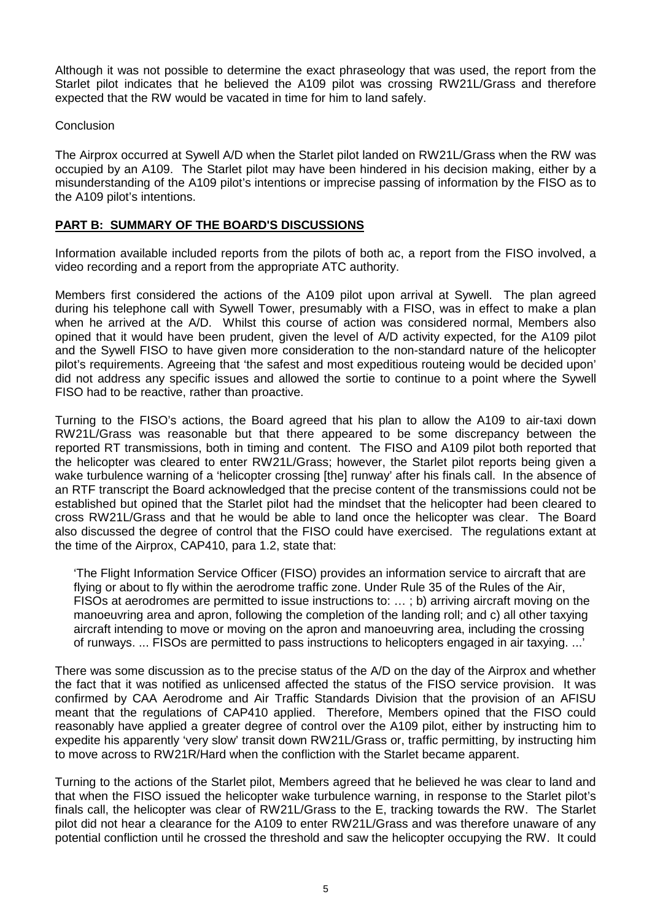Although it was not possible to determine the exact phraseology that was used, the report from the Starlet pilot indicates that he believed the A109 pilot was crossing RW21L/Grass and therefore expected that the RW would be vacated in time for him to land safely.

Conclusion

The Airprox occurred at Sywell A/D when the Starlet pilot landed on RW21L/Grass when the RW was occupied by an A109. The Starlet pilot may have been hindered in his decision making, either by a misunderstanding of the A109 pilot's intentions or imprecise passing of information by the FISO as to the A109 pilot's intentions.

## PART B: SUMMARY OF THE BOARD'S DISCUSSIONS

Information available included reports from the pilots of both ac, a report from the FISO involved, a video recording and a report from the appropriate ATC authority.

Members first considered the actions of the A109 pilot upon arrival at Sywell. The plan agreed during his telephone call with Sywell Tower, presumably with a FISO, was in effect to make a plan when he arrived at the A/D. Whilst this course of action was considered normal, Members also opined that it would have been prudent, given the level of A/D activity expected, for the A109 pilot and the Sywell FISO to have given more consideration to the non-standard nature of the helicopter pilot's requirements. Agreeing that 'the safest and most expeditious routeing would be decided upon' did not address any specific issues and allowed the sortie to continue to a point where the Sywell FISO had to be reactive, rather than proactive.

Turning to the FISO's actions, the Board agreed that his plan to allow the A109 to air-taxi down RW21L/Grass was reasonable but that there appeared to be some discrepancy between the reported RT transmissions, both in timing and content. The FISO and A109 pilot both reported that the helicopter was cleared to enter RW21L/Grass; however, the Starlet pilot reports being given a wake turbulence warning of a 'helicopter crossing [the] runway' after his finals call. In the absence of an RTF transcript the Board acknowledged that the precise content of the transmissions could not be established but opined that the Starlet pilot had the mindset that the helicopter had been cleared to cross RW21L/Grass and that he would be able to land once the helicopter was clear. The Board also discussed the degree of control that the FISO could have exercised. The regulations extant at the time of the Airprox, CAP410, para 1.2, state that:

> 'The Flight Information Service Officer (FISO) provides an information service to aircraft that are flying or about to fly within the aerodrome traffic zone. Under Rule 35 of the Rules of the Air, FISOs at aerodromes are permitted to issue instructions to: … ; b) arriving aircraft moving on the manoeuvring area and apron, following the completion of the landing roll; and c) all other taxying aircraft intending to move or moving on the apron and manoeuvring area, including the crossing of runways. ... FISOs are permitted to pass instructions to helicopters engaged in air taxying. ...'

There was some discussion as to the precise status of the A/D on the day of the Airprox and whether the fact that it was notified as unlicensed affected the status of the FISO service provision. It was confirmed by CAA Aerodrome and Air Traffic Standards Division that the provision of an AFISU meant that the regulations of CAP410 applied. Therefore, Members opined that the FISO could reasonably have applied a greater degree of control over the A109 pilot, either by instructing him to expedite his apparently 'very slow' transit down RW21L/Grass or, traffic permitting, by instructing him to move across to RW21R/Hard when the confliction with the Starlet became apparent.

Turning to the actions of the Starlet pilot, Members agreed that he believed he was clear to land and that when the FISO issued the helicopter wake turbulence warning, in response to the Starlet pilot's finals call, the helicopter was clear of RW21L/Grass to the E, tracking towards the RW. The Starlet pilot did not hear a clearance for the A109 to enter RW21L/Grass and was therefore unaware of any potential confliction until he crossed the threshold and saw the helicopter occupying the RW. It could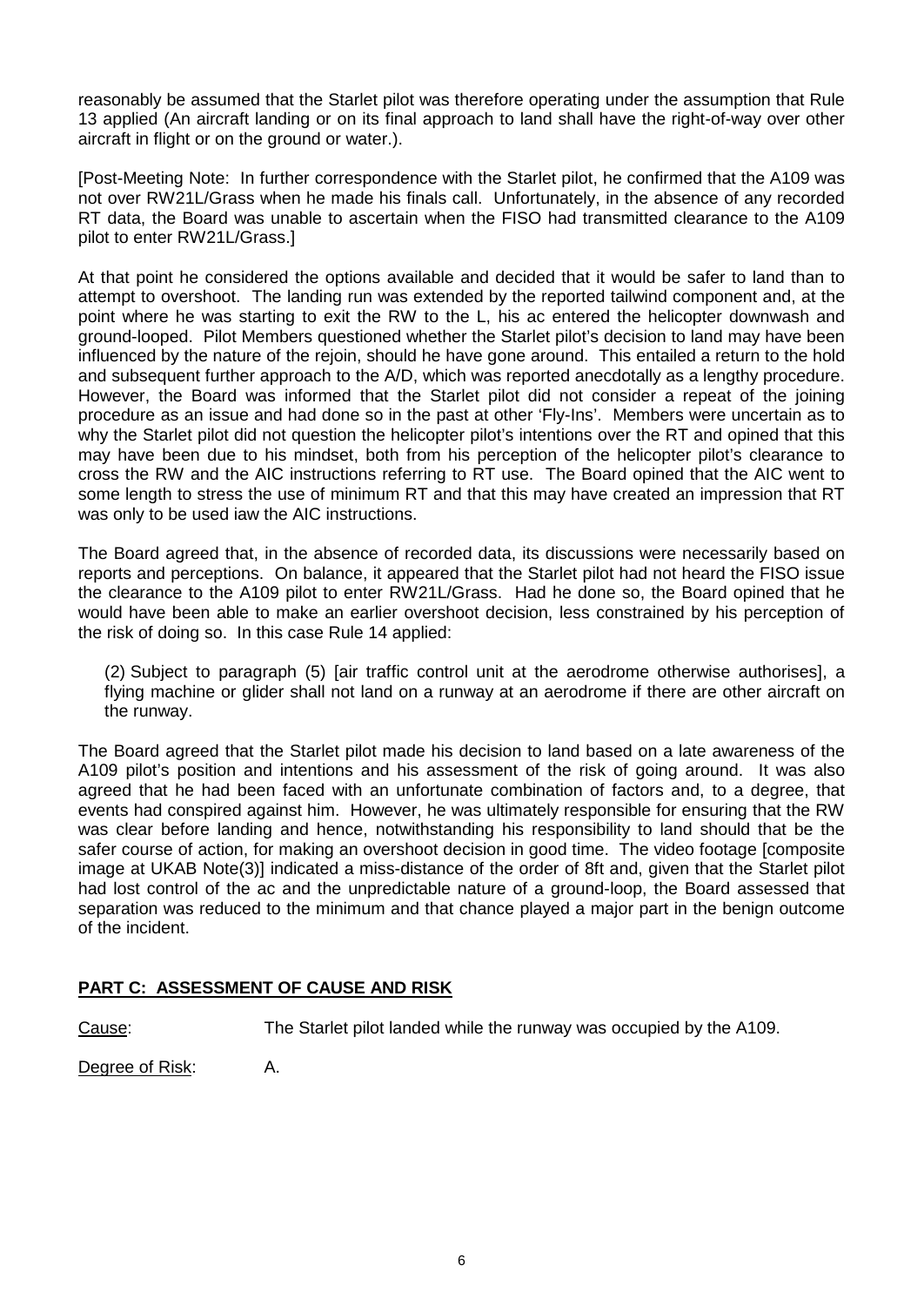reasonably be assumed that the Starlet pilot was therefore operating under the assumption that Rule 13 applied (An aircraft landing or on its final approach to land shall have the right-of-way over other aircraft in flight or on the ground or water.).

[Post-Meeting Note: In further correspondence with the Starlet pilot, he confirmed that the A109 was not over RW21L/Grass when he made his finals call. Unfortunately, in the absence of any recorded RT data, the Board was unable to ascertain when the FISO had transmitted clearance to the A109 pilot to enter RW21L/Grass.]

At that point he considered the options available and decided that it would be safer to land than to attempt to overshoot. The landing run was extended by the reported tailwind component and, at the point where he was starting to exit the RW to the L, his ac entered the helicopter downwash and ground-looped. Pilot Members questioned whether the Starlet pilot's decision to land may have been influenced by the nature of the rejoin, should he have gone around. This entailed a return to the hold and subsequent further approach to the A/D, which was reported anecdotally as a lengthy procedure. However, the Board was informed that the Starlet pilot did not consider a repeat of the joining procedure as an issue and had done so in the past at other 'Fly-Ins'. Members were uncertain as to why the Starlet pilot did not question the helicopter pilot's intentions over the RT and opined that this may have been due to his mindset, both from his perception of the helicopter pilot's clearance to cross the RW and the AIC instructions referring to RT use. The Board opined that the AIC went to some length to stress the use of minimum RT and that this may have created an impression that RT was only to be used iaw the AIC instructions.

The Board agreed that, in the absence of recorded data, its discussions were necessarily based on reports and perceptions. On balance, it appeared that the Starlet pilot had not heard the FISO issue the clearance to the A109 pilot to enter RW21L/Grass. Had he done so, the Board opined that he would have been able to make an earlier overshoot decision, less constrained by his perception of the risk of doing so. In this case Rule 14 applied:

> (2) Subject to paragraph (5) [air traffic control unit at the aerodrome otherwise authorises], a flying machine or glider shall not land on a runway at an aerodrome if there are other aircraft on the runway.

The Board agreed that the Starlet pilot made his decision to land based on a late awareness of the A109 pilot's position and intentions and his assessment of the risk of going around. It was also agreed that he had been faced with an unfortunate combination of factors and, to a degree, that events had conspired against him. However, he was ultimately responsible for ensuring that the RW was clear before landing and hence, notwithstanding his responsibility to land should that be the safer course of action, for making an overshoot decision in good time. The video footage [composite image at UKAB Note(3)] indicated a miss-distance of the order of 8ft and, given that the Starlet pilot had lost control of the ac and the unpredictable nature of a ground-loop, the Board assessed that separation was reduced to the minimum and that chance played a major part in the benign outcome of the incident.

## PART C: ASSESSMENT OF CAUSE AND RISK

Cause: The Starlet pilot landed while the runway was occupied by the A109.

Degree of Risk: A.